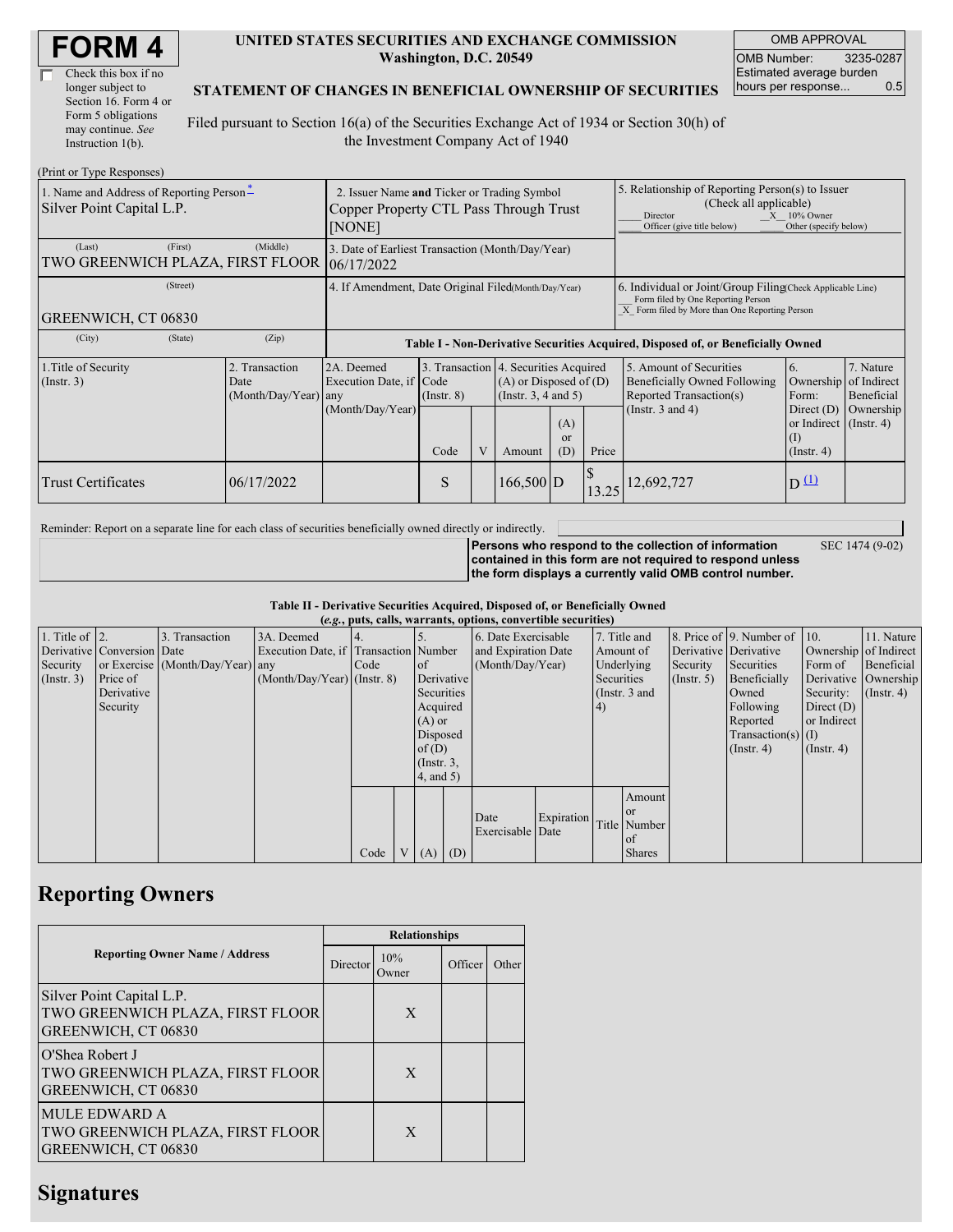# FORM 4

☐ Check this box if no longer subject to Section 16. Form 4 or Form 5 obligations may continue. *See* Instruction 1(b).

**UNITED STATES SECURITIES AND EXCHANGE COMMISSION**
**Washington, D.C. 20549**

**STATEMENT OF CHANGES IN BENEFICIAL OWNERSHIP OF SECURITIES**

Filed pursuant to Section 16(a) of the Securities Exchange Act of 1934 or Section 30(h) of the Investment Company Act of 1940

| OMB APPROVAL | |
|---|---|
| OMB Number: | 3235-0287 |
| Estimated average burden hours per response... | 0.5 |

(Print or Type Responses)

| 1. Name and Address of Reporting Person* | 2. Issuer Name **and** Ticker or Trading Symbol | 5. Relationship of Reporting Person(s) to Issuer (Check all applicable) |
|---|---|---|
| Silver Point Capital L.P. | Copper Property CTL Pass Through Trust [NONE] | ___ Director _X_ 10% Owner ___ Officer (give title below) ___ Other (specify below) |
| (Last) (First) (Middle) TWO GREENWICH PLAZA, FIRST FLOOR | 3. Date of Earliest Transaction (Month/Day/Year) 06/17/2022 | |
| (Street) GREENWICH, CT 06830 | 4. If Amendment, Date Original Filed(Month/Day/Year) | 6. Individual or Joint/Group Filing(Check Applicable Line) ___ Form filed by One Reporting Person _X_ Form filed by More than One Reporting Person |
| (City) (State) (Zip) | | |

**Table I - Non-Derivative Securities Acquired, Disposed of, or Beneficially Owned**

| 1.Title of Security (Instr. 3) | 2. Transaction Date (Month/Day/Year) | 2A. Deemed Execution Date, if any (Month/Day/Year) | 3. Transaction Code (Instr. 8) | | 4. Securities Acquired (A) or Disposed of (D) (Instr. 3, 4 and 5) | | | 5. Amount of Securities Beneficially Owned Following Reported Transaction(s) (Instr. 3 and 4) | 6. Ownership Form: Direct (D) or Indirect (I) (Instr. 4) | 7. Nature of Indirect Beneficial Ownership (Instr. 4) |
|---|---|---|---|---|---|---|---|---|---|---|
| | | | Code | V | Amount | (A) or (D) | Price | | | |
| Trust Certificates | 06/17/2022 | | S | | 166,500 | D | $ 13.25 | 12,692,727 | D (1) | |

Reminder: Report on a separate line for each class of securities beneficially owned directly or indirectly.

**Persons who respond to the collection of information contained in this form are not required to respond unless the form displays a currently valid OMB control number.** SEC 1474 (9-02)

**Table II - Derivative Securities Acquired, Disposed of, or Beneficially Owned**
***(e.g.*, puts, calls, warrants, options, convertible securities)**

| 1. Title of Derivative Security (Instr. 3) | 2. Conversion or Exercise Price of Derivative Security | 3. Transaction Date (Month/Day/Year) | 3A. Deemed Execution Date, if any (Month/Day/Year) | 4. Transaction Code (Instr. 8) | | 5. Number of Derivative Securities Acquired (A) or Disposed of (D) (Instr. 3, 4, and 5) | | 6. Date Exercisable and Expiration Date (Month/Day/Year) | | 7. Title and Amount of Underlying Securities (Instr. 3 and 4) | | 8. Price of Derivative Security (Instr. 5) | 9. Number of Derivative Securities Beneficially Owned Following Reported Transaction(s) (Instr. 4) | 10. Ownership Form of Derivative Security: Direct (D) or Indirect (I) (Instr. 4) | 11. Nature of Indirect Beneficial Ownership (Instr. 4) |
|---|---|---|---|---|---|---|---|---|---|---|---|---|---|---|---|
| | | | | Code | V | (A) | (D) | Date Exercisable | Expiration Date | Title | Amount or Number of Shares | | | | |

## Reporting Owners

| Reporting Owner Name / Address | Relationships | | | |
|---|---|---|---|---|
| | Director | 10% Owner | Officer | Other |
| Silver Point Capital L.P. TWO GREENWICH PLAZA, FIRST FLOOR GREENWICH, CT 06830 | | X | | |
| O'Shea Robert J TWO GREENWICH PLAZA, FIRST FLOOR GREENWICH, CT 06830 | | X | | |
| MULE EDWARD A TWO GREENWICH PLAZA, FIRST FLOOR GREENWICH, CT 06830 | | X | | |

## Signatures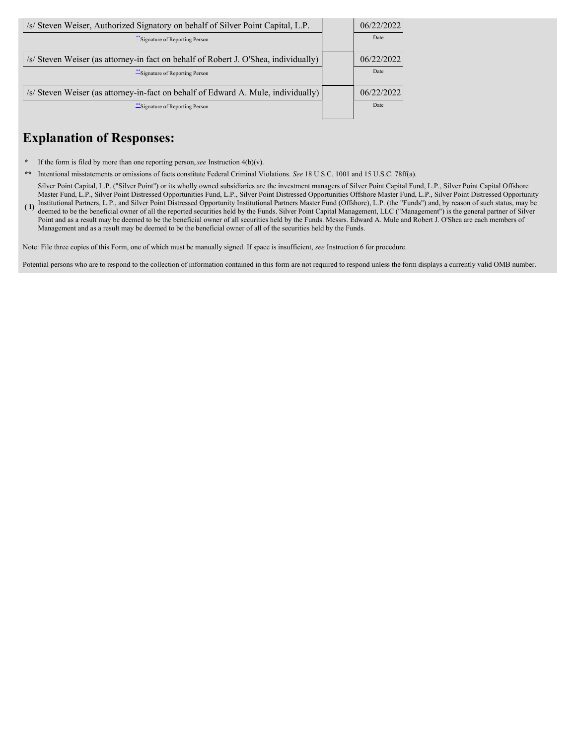| | |
|---|---|
| /s/ Steven Weiser, Authorized Signatory on behalf of Silver Point Capital, L.P. | 06/22/2022 |
| ** Signature of Reporting Person | Date |
| /s/ Steven Weiser (as attorney-in fact on behalf of Robert J. O'Shea, individually) | 06/22/2022 |
| ** Signature of Reporting Person | Date |
| /s/ Steven Weiser (as attorney-in-fact on behalf of Edward A. Mule, individually) | 06/22/2022 |
| ** Signature of Reporting Person | Date |

## Explanation of Responses:

\* If the form is filed by more than one reporting person, *see* Instruction 4(b)(v).

\*\* Intentional misstatements or omissions of facts constitute Federal Criminal Violations. *See* 18 U.S.C. 1001 and 15 U.S.C. 78ff(a).

(1) Silver Point Capital, L.P. ("Silver Point") or its wholly owned subsidiaries are the investment managers of Silver Point Capital Fund, L.P., Silver Point Capital Offshore Master Fund, L.P., Silver Point Distressed Opportunities Fund, L.P., Silver Point Distressed Opportunities Offshore Master Fund, L.P., Silver Point Distressed Opportunity Institutional Partners, L.P., and Silver Point Distressed Opportunity Institutional Partners Master Fund (Offshore), L.P. (the "Funds") and, by reason of such status, may be deemed to be the beneficial owner of all the reported securities held by the Funds. Silver Point Capital Management, LLC ("Management") is the general partner of Silver Point and as a result may be deemed to be the beneficial owner of all securities held by the Funds. Messrs. Edward A. Mule and Robert J. O'Shea are each members of Management and as a result may be deemed to be the beneficial owner of all of the securities held by the Funds.

Note: File three copies of this Form, one of which must be manually signed. If space is insufficient, *see* Instruction 6 for procedure.

Potential persons who are to respond to the collection of information contained in this form are not required to respond unless the form displays a currently valid OMB number.